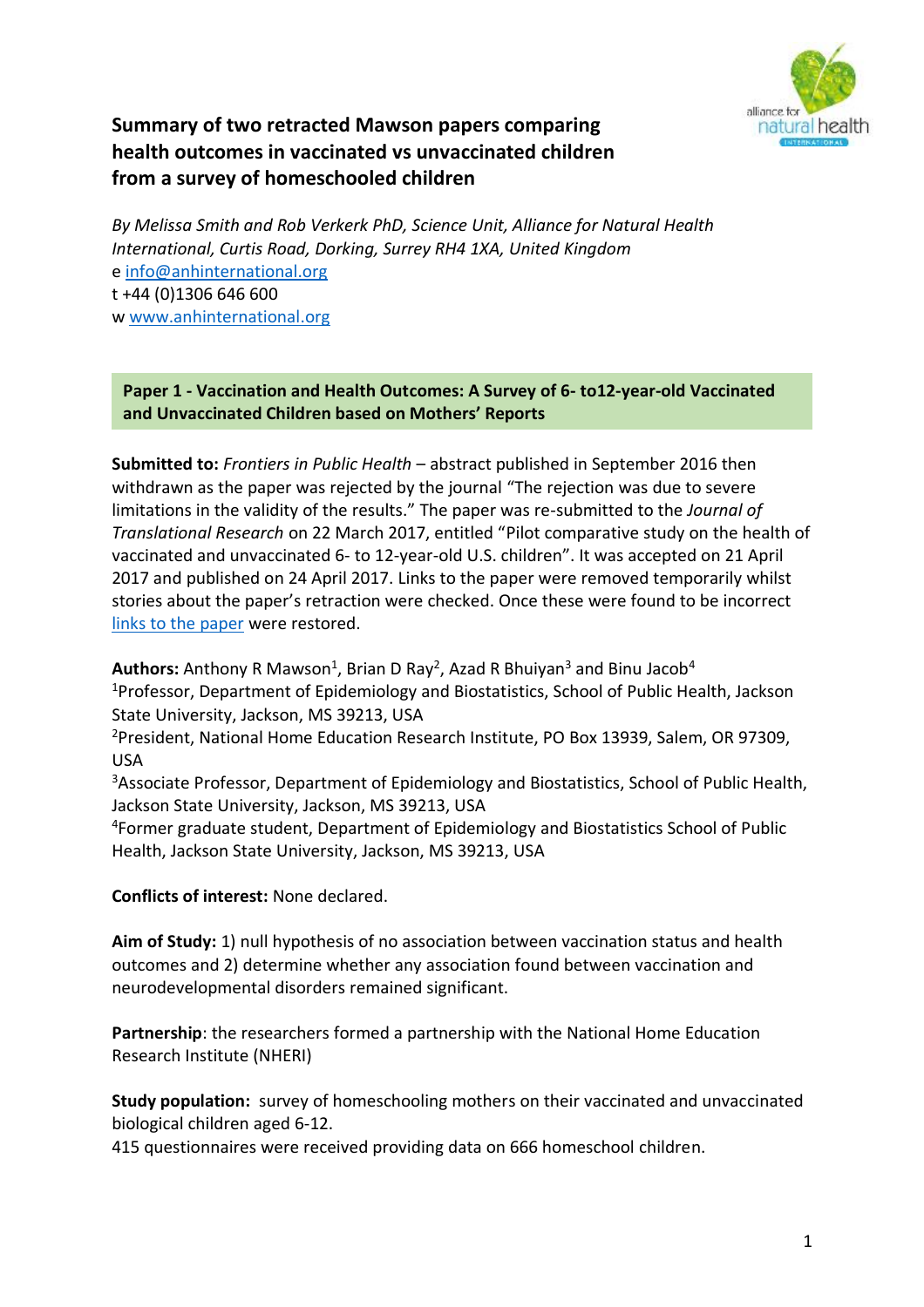# Summary of two retracted Mawson papers comparing health outcomes in vaccinated vs unvaccinated children from a survey of homeschooled children

*By Melissa Smith and Rob Verkerk PhD, Science Unit, Alliance for Natural Health International, Curtis Road, Dorking, Surrey RH4 1XA, United Kingdom*
e info@anhinternational.org
t +44 (0)1306 646 600
w www.anhinternational.org

## Paper 1 - Vaccination and Health Outcomes: A Survey of 6- to12-year-old Vaccinated and Unvaccinated Children based on Mothers' Reports

**Submitted to:** *Frontiers in Public Health* – abstract published in September 2016 then withdrawn as the paper was rejected by the journal "The rejection was due to severe limitations in the validity of the results." The paper was re-submitted to the *Journal of Translational Research* on 22 March 2017, entitled "Pilot comparative study on the health of vaccinated and unvaccinated 6- to 12-year-old U.S. children". It was accepted on 21 April 2017 and published on 24 April 2017. Links to the paper were removed temporarily whilst stories about the paper's retraction were checked. Once these were found to be incorrect links to the paper were restored.

**Authors:** Anthony R Mawson[1], Brian D Ray[2], Azad R Bhuiyan[3] and Binu Jacob[4]
[1]Professor, Department of Epidemiology and Biostatistics, School of Public Health, Jackson State University, Jackson, MS 39213, USA
[2]President, National Home Education Research Institute, PO Box 13939, Salem, OR 97309, USA
[3]Associate Professor, Department of Epidemiology and Biostatistics, School of Public Health, Jackson State University, Jackson, MS 39213, USA
[4]Former graduate student, Department of Epidemiology and Biostatistics School of Public Health, Jackson State University, Jackson, MS 39213, USA

**Conflicts of interest:** None declared.

**Aim of Study:** 1) null hypothesis of no association between vaccination status and health outcomes and 2) determine whether any association found between vaccination and neurodevelopmental disorders remained significant.

**Partnership**: the researchers formed a partnership with the National Home Education Research Institute (NHERI)

**Study population:** survey of homeschooling mothers on their vaccinated and unvaccinated biological children aged 6-12.
415 questionnaires were received providing data on 666 homeschool children.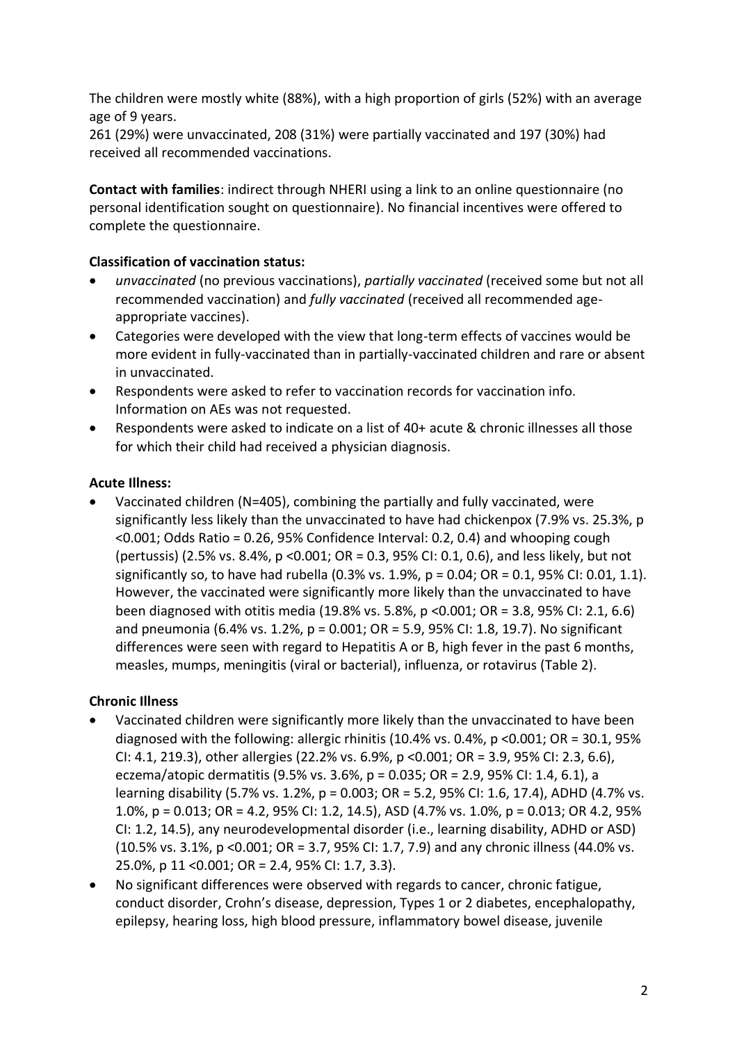The children were mostly white (88%), with a high proportion of girls (52%) with an average age of 9 years.
261 (29%) were unvaccinated, 208 (31%) were partially vaccinated and 197 (30%) had received all recommended vaccinations.

**Contact with families**: indirect through NHERI using a link to an online questionnaire (no personal identification sought on questionnaire). No financial incentives were offered to complete the questionnaire.

**Classification of vaccination status:**

- *unvaccinated* (no previous vaccinations), *partially vaccinated* (received some but not all recommended vaccination) and *fully vaccinated* (received all recommended age-appropriate vaccines).
- Categories were developed with the view that long-term effects of vaccines would be more evident in fully-vaccinated than in partially-vaccinated children and rare or absent in unvaccinated.
- Respondents were asked to refer to vaccination records for vaccination info. Information on AEs was not requested.
- Respondents were asked to indicate on a list of 40+ acute & chronic illnesses all those for which their child had received a physician diagnosis.

**Acute Illness:**

- Vaccinated children (N=405), combining the partially and fully vaccinated, were significantly less likely than the unvaccinated to have had chickenpox (7.9% vs. 25.3%, $p < 0.001$; Odds Ratio = 0.26, 95% Confidence Interval: 0.2, 0.4) and whooping cough (pertussis) (2.5% vs. 8.4%, $p < 0.001$; OR = 0.3, 95% CI: 0.1, 0.6), and less likely, but not significantly so, to have had rubella (0.3% vs. 1.9%, $p = 0.04$; OR = 0.1, 95% CI: 0.01, 1.1). However, the vaccinated were significantly more likely than the unvaccinated to have been diagnosed with otitis media (19.8% vs. 5.8%, $p < 0.001$; OR = 3.8, 95% CI: 2.1, 6.6) and pneumonia (6.4% vs. 1.2%, $p = 0.001$; OR = 5.9, 95% CI: 1.8, 19.7). No significant differences were seen with regard to Hepatitis A or B, high fever in the past 6 months, measles, mumps, meningitis (viral or bacterial), influenza, or rotavirus (Table 2).

**Chronic Illness**

- Vaccinated children were significantly more likely than the unvaccinated to have been diagnosed with the following: allergic rhinitis (10.4% vs. 0.4%, $p < 0.001$; OR = 30.1, 95% CI: 4.1, 219.3), other allergies (22.2% vs. 6.9%, $p < 0.001$; OR = 3.9, 95% CI: 2.3, 6.6), eczema/atopic dermatitis (9.5% vs. 3.6%, $p = 0.035$; OR = 2.9, 95% CI: 1.4, 6.1), a learning disability (5.7% vs. 1.2%, $p = 0.003$; OR = 5.2, 95% CI: 1.6, 17.4), ADHD (4.7% vs. 1.0%, $p = 0.013$; OR = 4.2, 95% CI: 1.2, 14.5), ASD (4.7% vs. 1.0%, $p = 0.013$; OR 4.2, 95% CI: 1.2, 14.5), any neurodevelopmental disorder (i.e., learning disability, ADHD or ASD) (10.5% vs. 3.1%, $p < 0.001$; OR = 3.7, 95% CI: 1.7, 7.9) and any chronic illness (44.0% vs. 25.0%, p 11 <0.001; OR = 2.4, 95% CI: 1.7, 3.3).
- No significant differences were observed with regards to cancer, chronic fatigue, conduct disorder, Crohn's disease, depression, Types 1 or 2 diabetes, encephalopathy, epilepsy, hearing loss, high blood pressure, inflammatory bowel disease, juvenile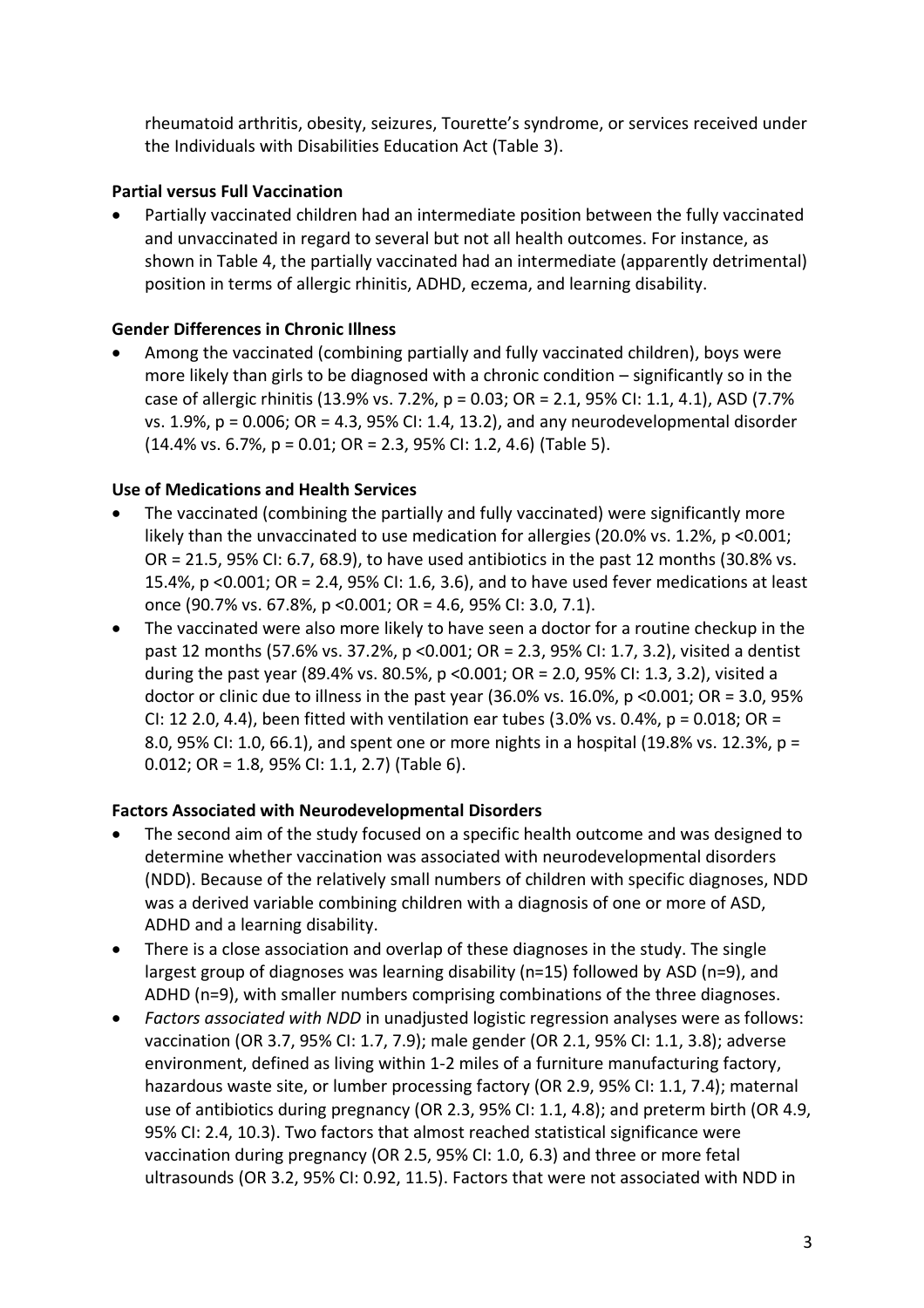rheumatoid arthritis, obesity, seizures, Tourette's syndrome, or services received under the Individuals with Disabilities Education Act (Table 3).

**Partial versus Full Vaccination**

- Partially vaccinated children had an intermediate position between the fully vaccinated and unvaccinated in regard to several but not all health outcomes. For instance, as shown in Table 4, the partially vaccinated had an intermediate (apparently detrimental) position in terms of allergic rhinitis, ADHD, eczema, and learning disability.

**Gender Differences in Chronic Illness**

- Among the vaccinated (combining partially and fully vaccinated children), boys were more likely than girls to be diagnosed with a chronic condition – significantly so in the case of allergic rhinitis (13.9% vs. 7.2%, $p = 0.03$; OR = 2.1, 95% CI: 1.1, 4.1), ASD (7.7% vs. 1.9%, $p = 0.006$; OR = 4.3, 95% CI: 1.4, 13.2), and any neurodevelopmental disorder (14.4% vs. 6.7%, $p = 0.01$; OR = 2.3, 95% CI: 1.2, 4.6) (Table 5).

**Use of Medications and Health Services**

- The vaccinated (combining the partially and fully vaccinated) were significantly more likely than the unvaccinated to use medication for allergies (20.0% vs. 1.2%, $p < 0.001$; OR = 21.5, 95% CI: 6.7, 68.9), to have used antibiotics in the past 12 months (30.8% vs. 15.4%, $p < 0.001$; OR = 2.4, 95% CI: 1.6, 3.6), and to have used fever medications at least once (90.7% vs. 67.8%, $p < 0.001$; OR = 4.6, 95% CI: 3.0, 7.1).
- The vaccinated were also more likely to have seen a doctor for a routine checkup in the past 12 months (57.6% vs. 37.2%, $p < 0.001$; OR = 2.3, 95% CI: 1.7, 3.2), visited a dentist during the past year (89.4% vs. 80.5%, $p < 0.001$; OR = 2.0, 95% CI: 1.3, 3.2), visited a doctor or clinic due to illness in the past year (36.0% vs. 16.0%, $p < 0.001$; OR = 3.0, 95% CI: 12 2.0, 4.4), been fitted with ventilation ear tubes (3.0% vs. 0.4%, $p = 0.018$; OR = 8.0, 95% CI: 1.0, 66.1), and spent one or more nights in a hospital (19.8% vs. 12.3%, $p = 0.012$; OR = 1.8, 95% CI: 1.1, 2.7) (Table 6).

**Factors Associated with Neurodevelopmental Disorders**

- The second aim of the study focused on a specific health outcome and was designed to determine whether vaccination was associated with neurodevelopmental disorders (NDD). Because of the relatively small numbers of children with specific diagnoses, NDD was a derived variable combining children with a diagnosis of one or more of ASD, ADHD and a learning disability.
- There is a close association and overlap of these diagnoses in the study. The single largest group of diagnoses was learning disability (n=15) followed by ASD (n=9), and ADHD (n=9), with smaller numbers comprising combinations of the three diagnoses.
- *Factors associated with NDD* in unadjusted logistic regression analyses were as follows: vaccination (OR 3.7, 95% CI: 1.7, 7.9); male gender (OR 2.1, 95% CI: 1.1, 3.8); adverse environment, defined as living within 1-2 miles of a furniture manufacturing factory, hazardous waste site, or lumber processing factory (OR 2.9, 95% CI: 1.1, 7.4); maternal use of antibiotics during pregnancy (OR 2.3, 95% CI: 1.1, 4.8); and preterm birth (OR 4.9, 95% CI: 2.4, 10.3). Two factors that almost reached statistical significance were vaccination during pregnancy (OR 2.5, 95% CI: 1.0, 6.3) and three or more fetal ultrasounds (OR 3.2, 95% CI: 0.92, 11.5). Factors that were not associated with NDD in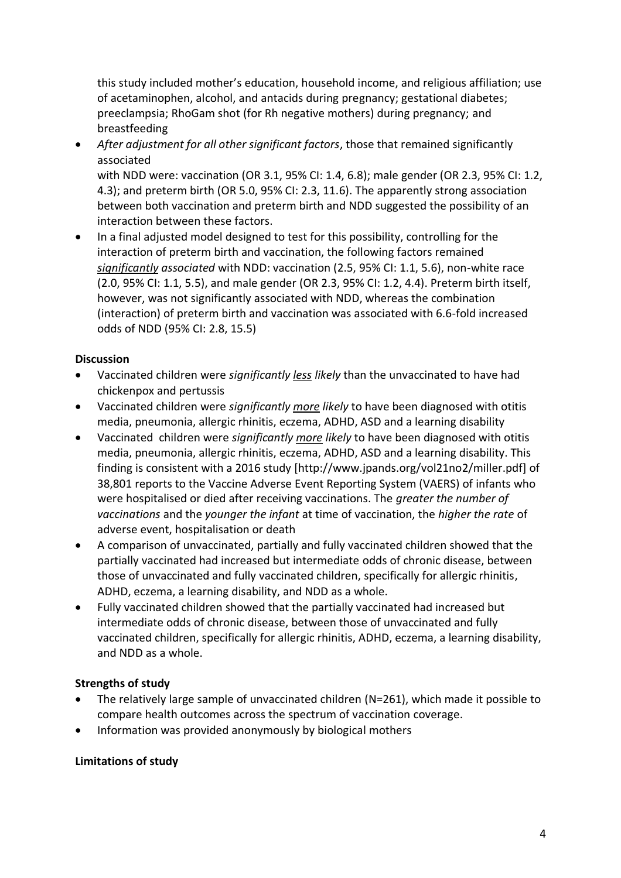this study included mother's education, household income, and religious affiliation; use of acetaminophen, alcohol, and antacids during pregnancy; gestational diabetes; preeclampsia; RhoGam shot (for Rh negative mothers) during pregnancy; and breastfeeding

- *After adjustment for all other significant factors*, those that remained significantly associated
  with NDD were: vaccination (OR 3.1, 95% CI: 1.4, 6.8); male gender (OR 2.3, 95% CI: 1.2, 4.3); and preterm birth (OR 5.0, 95% CI: 2.3, 11.6). The apparently strong association between both vaccination and preterm birth and NDD suggested the possibility of an interaction between these factors.
- In a final adjusted model designed to test for this possibility, controlling for the interaction of preterm birth and vaccination, the following factors remained ***significantly** associated* with NDD: vaccination (2.5, 95% CI: 1.1, 5.6), non-white race (2.0, 95% CI: 1.1, 5.5), and male gender (OR 2.3, 95% CI: 1.2, 4.4). Preterm birth itself, however, was not significantly associated with NDD, whereas the combination (interaction) of preterm birth and vaccination was associated with 6.6-fold increased odds of NDD (95% CI: 2.8, 15.5)

**Discussion**

- Vaccinated children were *significantly **less** likely* than the unvaccinated to have had chickenpox and pertussis
- Vaccinated children were *significantly **more** likely* to have been diagnosed with otitis media, pneumonia, allergic rhinitis, eczema, ADHD, ASD and a learning disability
- Vaccinated children were *significantly **more** likely* to have been diagnosed with otitis media, pneumonia, allergic rhinitis, eczema, ADHD, ASD and a learning disability. This finding is consistent with a 2016 study [http://www.jpands.org/vol21no2/miller.pdf] of 38,801 reports to the Vaccine Adverse Event Reporting System (VAERS) of infants who were hospitalised or died after receiving vaccinations. The *greater the number of vaccinations* and the *younger the infant* at time of vaccination, the *higher the rate* of adverse event, hospitalisation or death
- A comparison of unvaccinated, partially and fully vaccinated children showed that the partially vaccinated had increased but intermediate odds of chronic disease, between those of unvaccinated and fully vaccinated children, specifically for allergic rhinitis, ADHD, eczema, a learning disability, and NDD as a whole.
- Fully vaccinated children showed that the partially vaccinated had increased but intermediate odds of chronic disease, between those of unvaccinated and fully vaccinated children, specifically for allergic rhinitis, ADHD, eczema, a learning disability, and NDD as a whole.

**Strengths of study**

- The relatively large sample of unvaccinated children (N=261), which made it possible to compare health outcomes across the spectrum of vaccination coverage.
- Information was provided anonymously by biological mothers

**Limitations of study**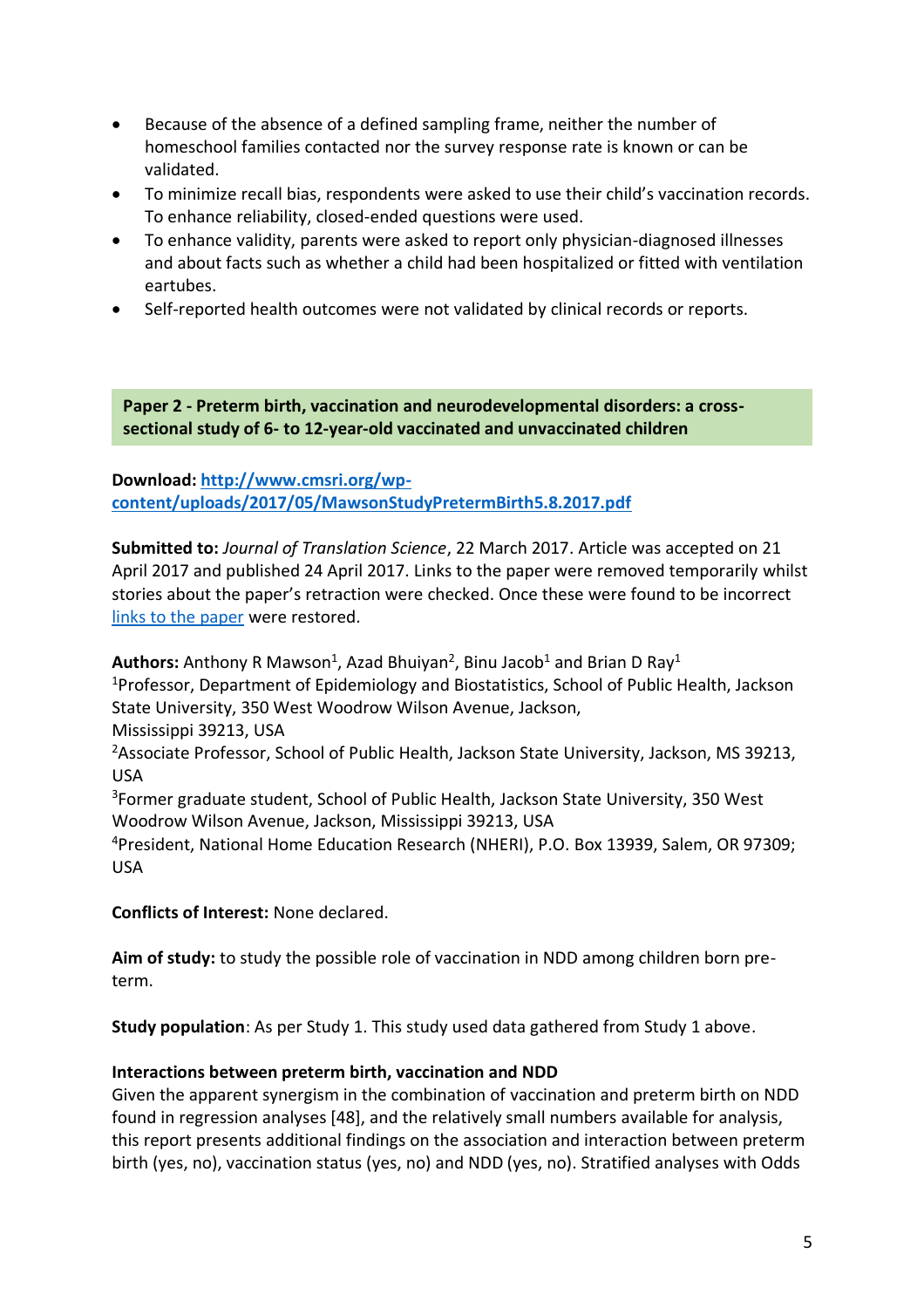- Because of the absence of a defined sampling frame, neither the number of homeschool families contacted nor the survey response rate is known or can be validated.
- To minimize recall bias, respondents were asked to use their child's vaccination records. To enhance reliability, closed-ended questions were used.
- To enhance validity, parents were asked to report only physician-diagnosed illnesses and about facts such as whether a child had been hospitalized or fitted with ventilation eartubes.
- Self-reported health outcomes were not validated by clinical records or reports.

**Paper 2 - Preterm birth, vaccination and neurodevelopmental disorders: a cross-sectional study of 6- to 12-year-old vaccinated and unvaccinated children**

**Download:** [http://www.cmsri.org/wp-content/uploads/2017/05/MawsonStudyPretermBirth5.8.2017.pdf](http://www.cmsri.org/wp-content/uploads/2017/05/MawsonStudyPretermBirth5.8.2017.pdf)

**Submitted to:** *Journal of Translation Science*, 22 March 2017. Article was accepted on 21 April 2017 and published 24 April 2017. Links to the paper were removed temporarily whilst stories about the paper's retraction were checked. Once these were found to be incorrect [links to the paper]() were restored.

**Authors:** Anthony R Mawson[1], Azad Bhuiyan[2], Binu Jacob[1] and Brian D Ray[1]
[1]Professor, Department of Epidemiology and Biostatistics, School of Public Health, Jackson State University, 350 West Woodrow Wilson Avenue, Jackson, Mississippi 39213, USA
[2]Associate Professor, School of Public Health, Jackson State University, Jackson, MS 39213, USA
[3]Former graduate student, School of Public Health, Jackson State University, 350 West Woodrow Wilson Avenue, Jackson, Mississippi 39213, USA
[4]President, National Home Education Research (NHERI), P.O. Box 13939, Salem, OR 97309; USA

**Conflicts of Interest:** None declared.

**Aim of study:** to study the possible role of vaccination in NDD among children born pre-term.

**Study population**: As per Study 1. This study used data gathered from Study 1 above.

**Interactions between preterm birth, vaccination and NDD**
Given the apparent synergism in the combination of vaccination and preterm birth on NDD found in regression analyses [48], and the relatively small numbers available for analysis, this report presents additional findings on the association and interaction between preterm birth (yes, no), vaccination status (yes, no) and NDD (yes, no). Stratified analyses with Odds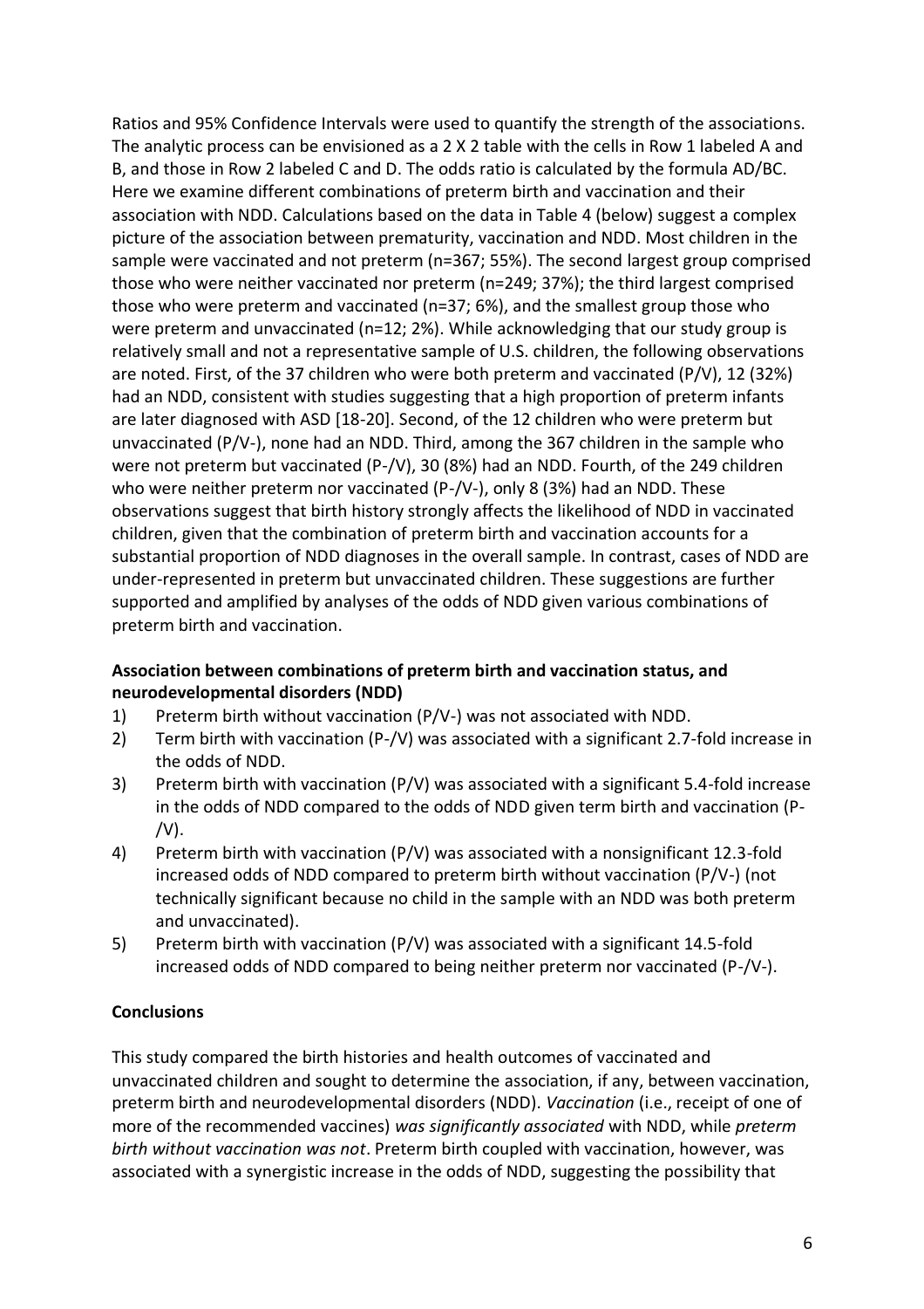Ratios and 95% Confidence Intervals were used to quantify the strength of the associations. The analytic process can be envisioned as a 2 X 2 table with the cells in Row 1 labeled A and B, and those in Row 2 labeled C and D. The odds ratio is calculated by the formula AD/BC. Here we examine different combinations of preterm birth and vaccination and their association with NDD. Calculations based on the data in Table 4 (below) suggest a complex picture of the association between prematurity, vaccination and NDD. Most children in the sample were vaccinated and not preterm (n=367; 55%). The second largest group comprised those who were neither vaccinated nor preterm (n=249; 37%); the third largest comprised those who were preterm and vaccinated (n=37; 6%), and the smallest group those who were preterm and unvaccinated (n=12; 2%). While acknowledging that our study group is relatively small and not a representative sample of U.S. children, the following observations are noted. First, of the 37 children who were both preterm and vaccinated (P/V), 12 (32%) had an NDD, consistent with studies suggesting that a high proportion of preterm infants are later diagnosed with ASD [18-20]. Second, of the 12 children who were preterm but unvaccinated (P/V-), none had an NDD. Third, among the 367 children in the sample who were not preterm but vaccinated (P-/V), 30 (8%) had an NDD. Fourth, of the 249 children who were neither preterm nor vaccinated (P-/V-), only 8 (3%) had an NDD. These observations suggest that birth history strongly affects the likelihood of NDD in vaccinated children, given that the combination of preterm birth and vaccination accounts for a substantial proportion of NDD diagnoses in the overall sample. In contrast, cases of NDD are under-represented in preterm but unvaccinated children. These suggestions are further supported and amplified by analyses of the odds of NDD given various combinations of preterm birth and vaccination.

**Association between combinations of preterm birth and vaccination status, and neurodevelopmental disorders (NDD)**

1) Preterm birth without vaccination (P/V-) was not associated with NDD.
2) Term birth with vaccination (P-/V) was associated with a significant 2.7-fold increase in the odds of NDD.
3) Preterm birth with vaccination (P/V) was associated with a significant 5.4-fold increase in the odds of NDD compared to the odds of NDD given term birth and vaccination (P-/V).
4) Preterm birth with vaccination (P/V) was associated with a nonsignificant 12.3-fold increased odds of NDD compared to preterm birth without vaccination (P/V-) (not technically significant because no child in the sample with an NDD was both preterm and unvaccinated).
5) Preterm birth with vaccination (P/V) was associated with a significant 14.5-fold increased odds of NDD compared to being neither preterm nor vaccinated (P-/V-).

**Conclusions**

This study compared the birth histories and health outcomes of vaccinated and unvaccinated children and sought to determine the association, if any, between vaccination, preterm birth and neurodevelopmental disorders (NDD). *Vaccination* (i.e., receipt of one of more of the recommended vaccines) *was significantly associated* with NDD, while *preterm birth without vaccination was not*. Preterm birth coupled with vaccination, however, was associated with a synergistic increase in the odds of NDD, suggesting the possibility that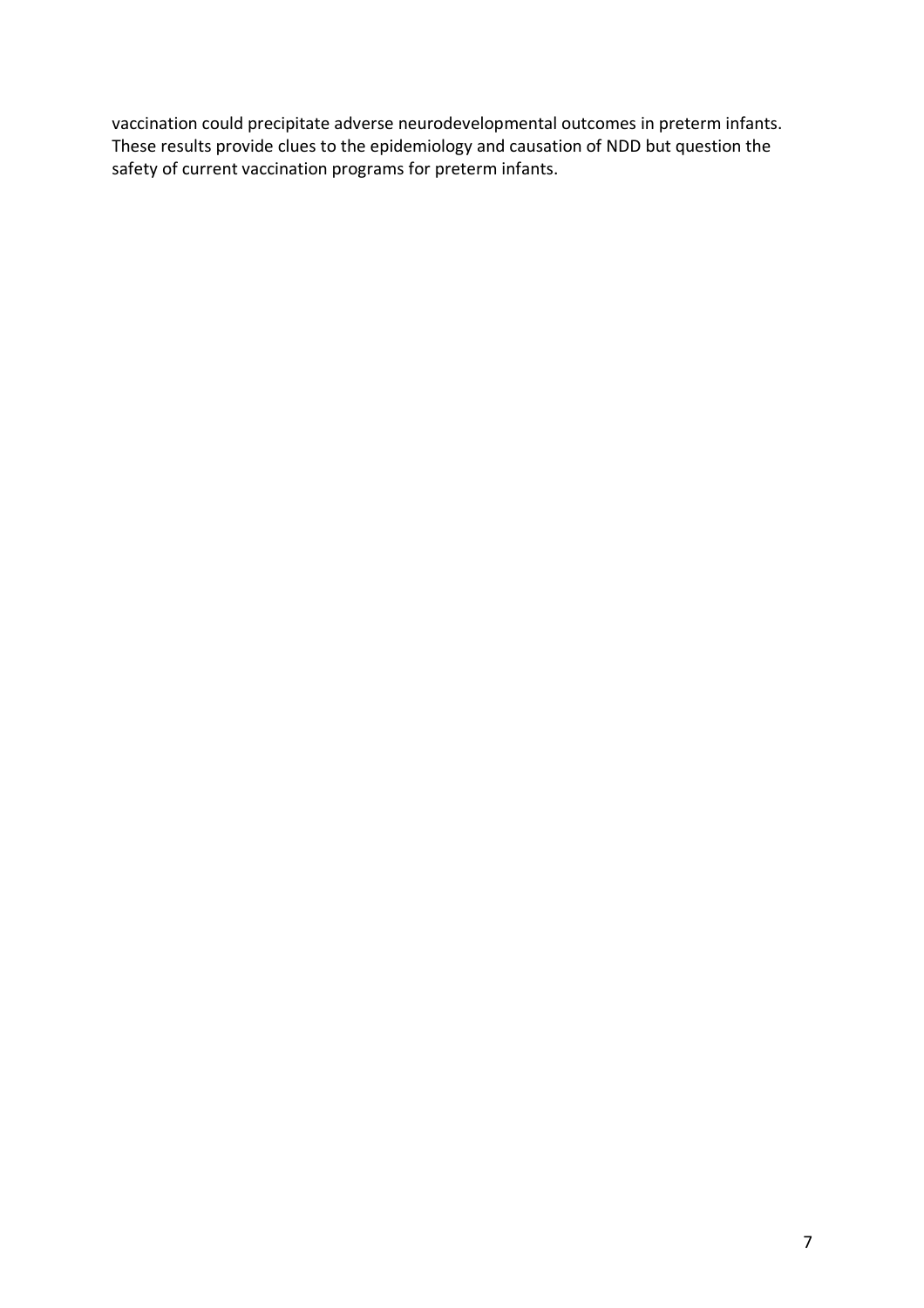vaccination could precipitate adverse neurodevelopmental outcomes in preterm infants. These results provide clues to the epidemiology and causation of NDD but question the safety of current vaccination programs for preterm infants.